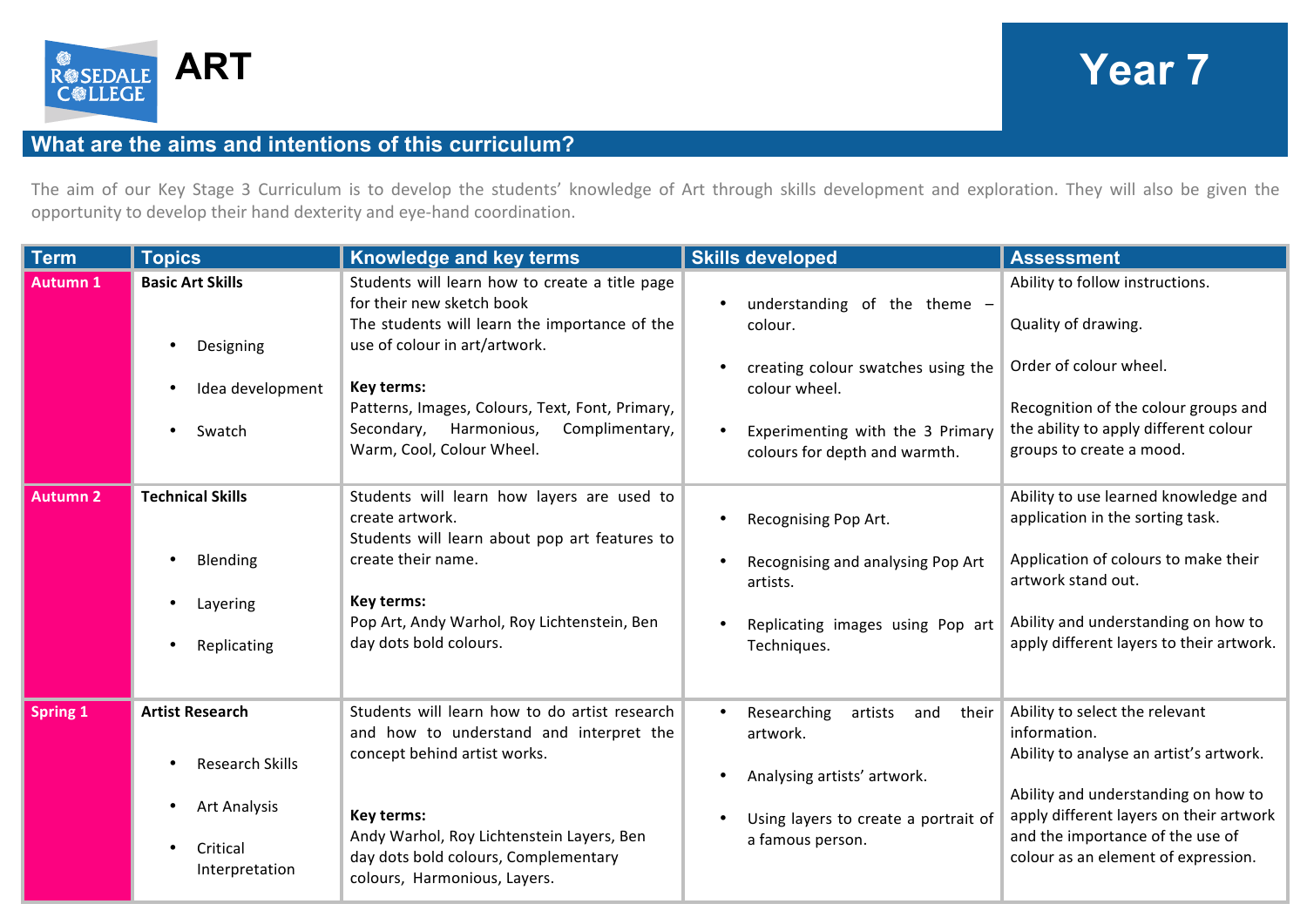# ART

## Year 7

## What are the aims and intentions of this curriculum?

The aim of our Key Stage 3 Curriculum is to develop the students' knowledge of Art through skills development and exploration. They will also be given the opportunity to develop their hand dexterity and eye-hand coordination.

| Term | Topics | Knowledge and key terms | Skills developed | Assessment |
|---|---|---|---|---|
| Autumn 1 | **Basic Art Skills**<br>• Designing<br>• Idea development<br>• Swatch | Students will learn how to create a title page for their new sketch book<br>The students will learn the importance of the use of colour in art/artwork.<br><br>**Key terms:**<br>Patterns, Images, Colours, Text, Font, Primary, Secondary, Harmonious, Complimentary, Warm, Cool, Colour Wheel. | • understanding of the theme – colour.<br>• creating colour swatches using the colour wheel.<br>• Experimenting with the 3 Primary colours for depth and warmth. | Ability to follow instructions.<br><br>Quality of drawing.<br><br>Order of colour wheel.<br><br>Recognition of the colour groups and the ability to apply different colour groups to create a mood. |
| Autumn 2 | **Technical Skills**<br>• Blending<br>• Layering<br>• Replicating | Students will learn how layers are used to create artwork.<br>Students will learn about pop art features to create their name.<br><br>**Key terms:**<br>Pop Art, Andy Warhol, Roy Lichtenstein, Ben day dots bold colours. | • Recognising Pop Art.<br>• Recognising and analysing Pop Art artists.<br>• Replicating images using Pop art Techniques. | Ability to use learned knowledge and application in the sorting task.<br><br>Application of colours to make their artwork stand out.<br><br>Ability and understanding on how to apply different layers to their artwork. |
| Spring 1 | **Artist Research**<br>• Research Skills<br>• Art Analysis<br>• Critical Interpretation | Students will learn how to do artist research and how to understand and interpret the concept behind artist works.<br><br>**Key terms:**<br>Andy Warhol, Roy Lichtenstein Layers, Ben day dots bold colours, Complementary colours, Harmonious, Layers. | • Researching artists and their artwork.<br>• Analysing artists' artwork.<br>• Using layers to create a portrait of a famous person. | Ability to select the relevant information.<br>Ability to analyse an artist's artwork.<br><br>Ability and understanding on how to apply different layers on their artwork and the importance of the use of colour as an element of expression. |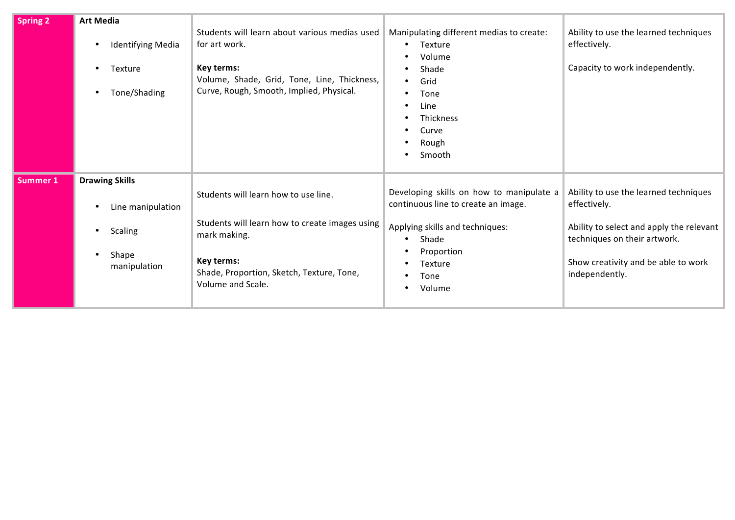| | | | | |
|---|---|---|---|---|
| **Spring 2** | **Art Media**<br>• Identifying Media<br>• Texture<br>• Tone/Shading | Students will learn about various medias used for art work.<br><br>**Key terms:**<br>Volume, Shade, Grid, Tone, Line, Thickness, Curve, Rough, Smooth, Implied, Physical. | Manipulating different medias to create:<br>• Texture<br>• Volume<br>• Shade<br>• Grid<br>• Tone<br>• Line<br>• Thickness<br>• Curve<br>• Rough<br>• Smooth | Ability to use the learned techniques effectively.<br><br>Capacity to work independently. |
| **Summer 1** | **Drawing Skills**<br>• Line manipulation<br>• Scaling<br>• Shape manipulation | Students will learn how to use line.<br><br>Students will learn how to create images using mark making.<br><br>**Key terms:**<br>Shade, Proportion, Sketch, Texture, Tone, Volume and Scale. | Developing skills on how to manipulate a continuous line to create an image.<br><br>Applying skills and techniques:<br>• Shade<br>• Proportion<br>• Texture<br>• Tone<br>• Volume | Ability to use the learned techniques effectively.<br><br>Ability to select and apply the relevant techniques on their artwork.<br><br>Show creativity and be able to work independently. |